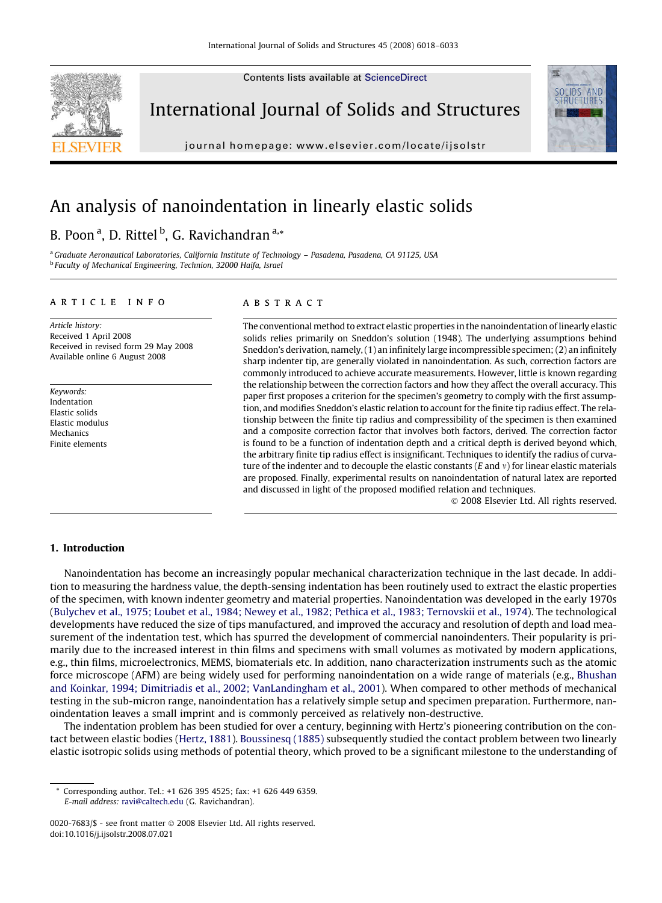Contents lists available at ScienceDirect

# International Journal of Solids and Structures

journal homepage: www.elsevier.com/locate/ijsolstr

# An analysis of nanoindentation in linearly elastic solids

B. Poon [a], D. Rittel [b], G. Ravichandran [a,*]

[a] Graduate Aeronautical Laboratories, California Institute of Technology – Pasadena, Pasadena, CA 91125, USA
[b] Faculty of Mechanical Engineering, Technion, 32000 Haifa, Israel

**ARTICLE INFO**

*Article history:*
Received 1 April 2008
Received in revised form 29 May 2008
Available online 6 August 2008

*Keywords:*
Indentation
Elastic solids
Elastic modulus
Mechanics
Finite elements

**ABSTRACT**

The conventional method to extract elastic properties in the nanoindentation of linearly elastic solids relies primarily on Sneddon's solution (1948). The underlying assumptions behind Sneddon's derivation, namely, (1) an infinitely large incompressible specimen; (2) an infinitely sharp indenter tip, are generally violated in nanoindentation. As such, correction factors are commonly introduced to achieve accurate measurements. However, little is known regarding the relationship between the correction factors and how they affect the overall accuracy. This paper first proposes a criterion for the specimen's geometry to comply with the first assumption, and modifies Sneddon's elastic relation to account for the finite tip radius effect. The relationship between the finite tip radius and compressibility of the specimen is then examined and a composite correction factor that involves both factors, derived. The correction factor is found to be a function of indentation depth and a critical depth is derived beyond which, the arbitrary finite tip radius effect is insignificant. Techniques to identify the radius of curvature of the indenter and to decouple the elastic constants ($E$ and $\nu$) for linear elastic materials are proposed. Finally, experimental results on nanoindentation of natural latex are reported and discussed in light of the proposed modified relation and techniques.

© 2008 Elsevier Ltd. All rights reserved.

## 1. Introduction

Nanoindentation has become an increasingly popular mechanical characterization technique in the last decade. In addition to measuring the hardness value, the depth-sensing indentation has been routinely used to extract the elastic properties of the specimen, with known indenter geometry and material properties. Nanoindentation was developed in the early 1970s (Bulychev et al., 1975; Loubet et al., 1984; Newey et al., 1982; Pethica et al., 1983; Ternovskii et al., 1974). The technological developments have reduced the size of tips manufactured, and improved the accuracy and resolution of depth and load measurement of the indentation test, which has spurred the development of commercial nanoindenters. Their popularity is primarily due to the increased interest in thin films and specimens with small volumes as motivated by modern applications, e.g., thin films, microelectronics, MEMS, biomaterials etc. In addition, nano characterization instruments such as the atomic force microscope (AFM) are being widely used for performing nanoindentation on a wide range of materials (e.g., Bhushan and Koinkar, 1994; Dimitriadis et al., 2002; VanLandingham et al., 2001). When compared to other methods of mechanical testing in the sub-micron range, nanoindentation has a relatively simple setup and specimen preparation. Furthermore, nanoindentation leaves a small imprint and is commonly perceived as relatively non-destructive.

The indentation problem has been studied for over a century, beginning with Hertz's pioneering contribution on the contact between elastic bodies (Hertz, 1881). Boussinesq (1885) subsequently studied the contact problem between two linearly elastic isotropic solids using methods of potential theory, which proved to be a significant milestone to the understanding of

* Corresponding author. Tel.: +1 626 395 4525; fax: +1 626 449 6359.
*E-mail address:* ravi@caltech.edu (G. Ravichandran).

0020-7683/$ - see front matter © 2008 Elsevier Ltd. All rights reserved.
doi:10.1016/j.ijsolstr.2008.07.021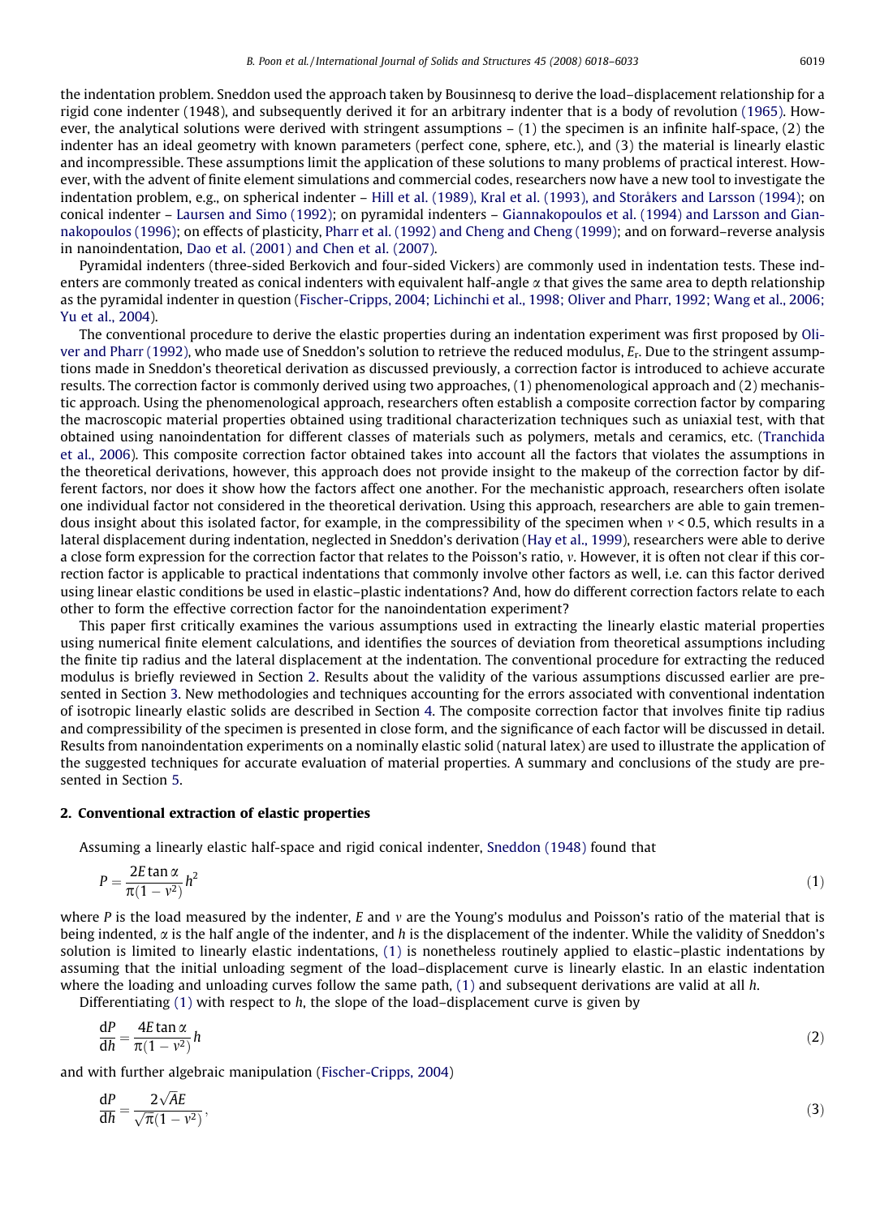the indentation problem. Sneddon used the approach taken by Bousinnesq to derive the load–displacement relationship for a rigid cone indenter (1948), and subsequently derived it for an arbitrary indenter that is a body of revolution (1965). However, the analytical solutions were derived with stringent assumptions – (1) the specimen is an infinite half-space, (2) the indenter has an ideal geometry with known parameters (perfect cone, sphere, etc.), and (3) the material is linearly elastic and incompressible. These assumptions limit the application of these solutions to many problems of practical interest. However, with the advent of finite element simulations and commercial codes, researchers now have a new tool to investigate the indentation problem, e.g., on spherical indenter – Hill et al. (1989), Kral et al. (1993), and Storåkers and Larsson (1994); on conical indenter – Laursen and Simo (1992); on pyramidal indenters – Giannakopoulos et al. (1994) and Larsson and Giannakopoulos (1996); on effects of plasticity, Pharr et al. (1992) and Cheng and Cheng (1999); and on forward–reverse analysis in nanoindentation, Dao et al. (2001) and Chen et al. (2007).

Pyramidal indenters (three-sided Berkovich and four-sided Vickers) are commonly used in indentation tests. These indenters are commonly treated as conical indenters with equivalent half-angle $\alpha$ that gives the same area to depth relationship as the pyramidal indenter in question (Fischer-Cripps, 2004; Lichinchi et al., 1998; Oliver and Pharr, 1992; Wang et al., 2006; Yu et al., 2004).

The conventional procedure to derive the elastic properties during an indentation experiment was first proposed by Oliver and Pharr (1992), who made use of Sneddon's solution to retrieve the reduced modulus, $E_r$. Due to the stringent assumptions made in Sneddon's theoretical derivation as discussed previously, a correction factor is introduced to achieve accurate results. The correction factor is commonly derived using two approaches, (1) phenomenological approach and (2) mechanistic approach. Using the phenomenological approach, researchers often establish a composite correction factor by comparing the macroscopic material properties obtained using traditional characterization techniques such as uniaxial test, with that obtained using nanoindentation for different classes of materials such as polymers, metals and ceramics, etc. (Tranchida et al., 2006). This composite correction factor obtained takes into account all the factors that violates the assumptions in the theoretical derivations, however, this approach does not provide insight to the makeup of the correction factor by different factors, nor does it show how the factors affect one another. For the mechanistic approach, researchers often isolate one individual factor not considered in the theoretical derivation. Using this approach, researchers are able to gain tremendous insight about this isolated factor, for example, in the compressibility of the specimen when $\nu < 0.5$, which results in a lateral displacement during indentation, neglected in Sneddon's derivation (Hay et al., 1999), researchers were able to derive a close form expression for the correction factor that relates to the Poisson's ratio, $\nu$. However, it is often not clear if this correction factor is applicable to practical indentations that commonly involve other factors as well, i.e. can this factor derived using linear elastic conditions be used in elastic–plastic indentations? And, how do different correction factors relate to each other to form the effective correction factor for the nanoindentation experiment?

This paper first critically examines the various assumptions used in extracting the linearly elastic material properties using numerical finite element calculations, and identifies the sources of deviation from theoretical assumptions including the finite tip radius and the lateral displacement at the indentation. The conventional procedure for extracting the reduced modulus is briefly reviewed in Section 2. Results about the validity of the various assumptions discussed earlier are presented in Section 3. New methodologies and techniques accounting for the errors associated with conventional indentation of isotropic linearly elastic solids are described in Section 4. The composite correction factor that involves finite tip radius and compressibility of the specimen is presented in close form, and the significance of each factor will be discussed in detail. Results from nanoindentation experiments on a nominally elastic solid (natural latex) are used to illustrate the application of the suggested techniques for accurate evaluation of material properties. A summary and conclusions of the study are presented in Section 5.

## 2. Conventional extraction of elastic properties

Assuming a linearly elastic half-space and rigid conical indenter, Sneddon (1948) found that

$$P = \frac{2E\tan\alpha}{\pi(1-\nu^2)}h^2 \tag{1}$$

where $P$ is the load measured by the indenter, $E$ and $\nu$ are the Young's modulus and Poisson's ratio of the material that is being indented, $\alpha$ is the half angle of the indenter, and $h$ is the displacement of the indenter. While the validity of Sneddon's solution is limited to linearly elastic indentations, (1) is nonetheless routinely applied to elastic–plastic indentations by assuming that the initial unloading segment of the load–displacement curve is linearly elastic. In an elastic indentation where the loading and unloading curves follow the same path, (1) and subsequent derivations are valid at all $h$.

Differentiating (1) with respect to $h$, the slope of the load–displacement curve is given by

$$\frac{dP}{dh} = \frac{4E\tan\alpha}{\pi(1-\nu^2)}h \tag{2}$$

and with further algebraic manipulation (Fischer-Cripps, 2004)

$$\frac{dP}{dh} = \frac{2\sqrt{A}E}{\sqrt{\pi}(1-\nu^2)}, \tag{3}$$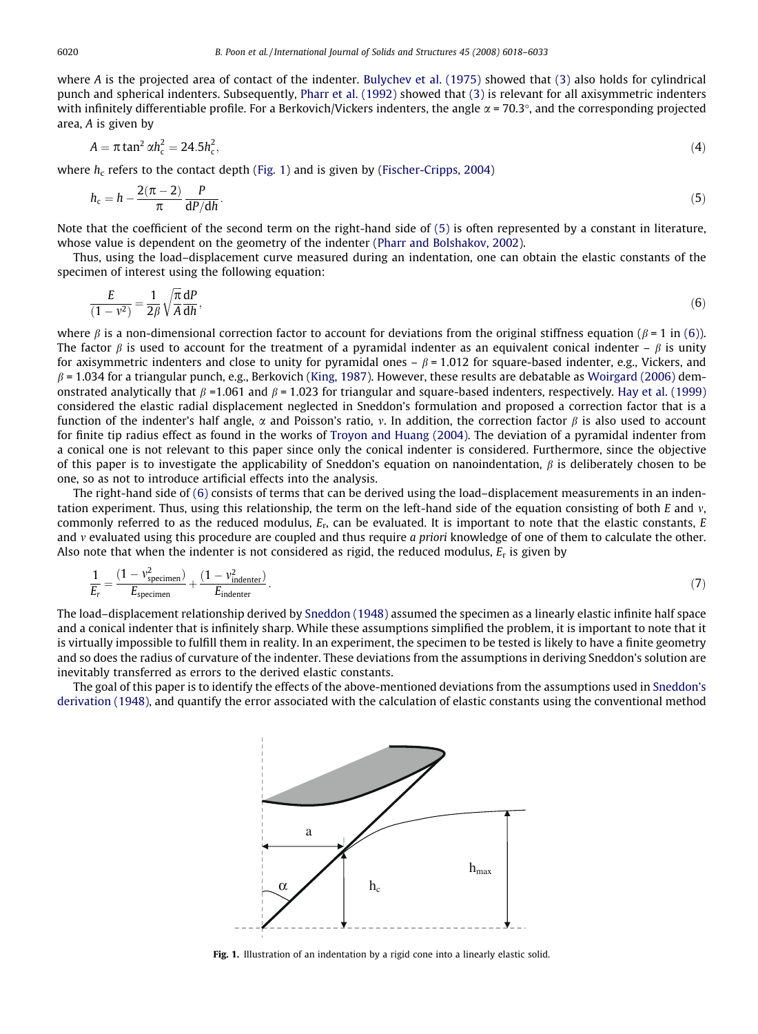where $A$ is the projected area of contact of the indenter. Bulychev et al. (1975) showed that (3) also holds for cylindrical punch and spherical indenters. Subsequently, Pharr et al. (1992) showed that (3) is relevant for all axisymmetric indenters with infinitely differentiable profile. For a Berkovich/Vickers indenters, the angle $\alpha = 70.3°$, and the corresponding projected area, $A$ is given by

$$A = \pi \tan^2 \alpha h_c^2 = 24.5 h_c^2, \tag{4}$$

where $h_c$ refers to the contact depth (Fig. 1) and is given by (Fischer-Cripps, 2004)

$$h_c = h - \frac{2(\pi - 2)}{\pi} \frac{P}{\mathrm{d}P/\mathrm{d}h}. \tag{5}$$

Note that the coefficient of the second term on the right-hand side of (5) is often represented by a constant in literature, whose value is dependent on the geometry of the indenter (Pharr and Bolshakov, 2002).

Thus, using the load–displacement curve measured during an indentation, one can obtain the elastic constants of the specimen of interest using the following equation:

$$\frac{E}{(1 - \nu^2)} = \frac{1}{2\beta} \sqrt{\frac{\pi}{A}} \frac{\mathrm{d}P}{\mathrm{d}h}, \tag{6}$$

where $\beta$ is a non-dimensional correction factor to account for deviations from the original stiffness equation ($\beta = 1$ in (6)). The factor $\beta$ is used to account for the treatment of a pyramidal indenter as an equivalent conical indenter – $\beta$ is unity for axisymmetric indenters and close to unity for pyramidal ones – $\beta = 1.012$ for square-based indenter, e.g., Vickers, and $\beta = 1.034$ for a triangular punch, e.g., Berkovich (King, 1987). However, these results are debatable as Woirgard (2006) demonstrated analytically that $\beta = 1.061$ and $\beta = 1.023$ for triangular and square-based indenters, respectively. Hay et al. (1999) considered the elastic radial displacement neglected in Sneddon's formulation and proposed a correction factor that is a function of the indenter's half angle, $\alpha$ and Poisson's ratio, $\nu$. In addition, the correction factor $\beta$ is also used to account for finite tip radius effect as found in the works of Troyon and Huang (2004). The deviation of a pyramidal indenter from a conical one is not relevant to this paper since only the conical indenter is considered. Furthermore, since the objective of this paper is to investigate the applicability of Sneddon's equation on nanoindentation, $\beta$ is deliberately chosen to be one, so as not to introduce artificial effects into the analysis.

The right-hand side of (6) consists of terms that can be derived using the load–displacement measurements in an indentation experiment. Thus, using this relationship, the term on the left-hand side of the equation consisting of both $E$ and $\nu$, commonly referred to as the reduced modulus, $E_r$, can be evaluated. It is important to note that the elastic constants, $E$ and $\nu$ evaluated using this procedure are coupled and thus require *a priori* knowledge of one of them to calculate the other. Also note that when the indenter is not considered as rigid, the reduced modulus, $E_r$ is given by

$$\frac{1}{E_r} = \frac{(1 - \nu_{\mathrm{specimen}}^2)}{E_{\mathrm{specimen}}} + \frac{(1 - \nu_{\mathrm{indenter}}^2)}{E_{\mathrm{indenter}}}. \tag{7}$$

The load–displacement relationship derived by Sneddon (1948) assumed the specimen as a linearly elastic infinite half space and a conical indenter that is infinitely sharp. While these assumptions simplified the problem, it is important to note that it is virtually impossible to fulfill them in reality. In an experiment, the specimen to be tested is likely to have a finite geometry and so does the radius of curvature of the indenter. These deviations from the assumptions in deriving Sneddon's solution are inevitably transferred as errors to the derived elastic constants.

The goal of this paper is to identify the effects of the above-mentioned deviations from the assumptions used in Sneddon's derivation (1948), and quantify the error associated with the calculation of elastic constants using the conventional method

a

α

$h_c$

$h_{max}$

**Fig. 1.** Illustration of an indentation by a rigid cone into a linearly elastic solid.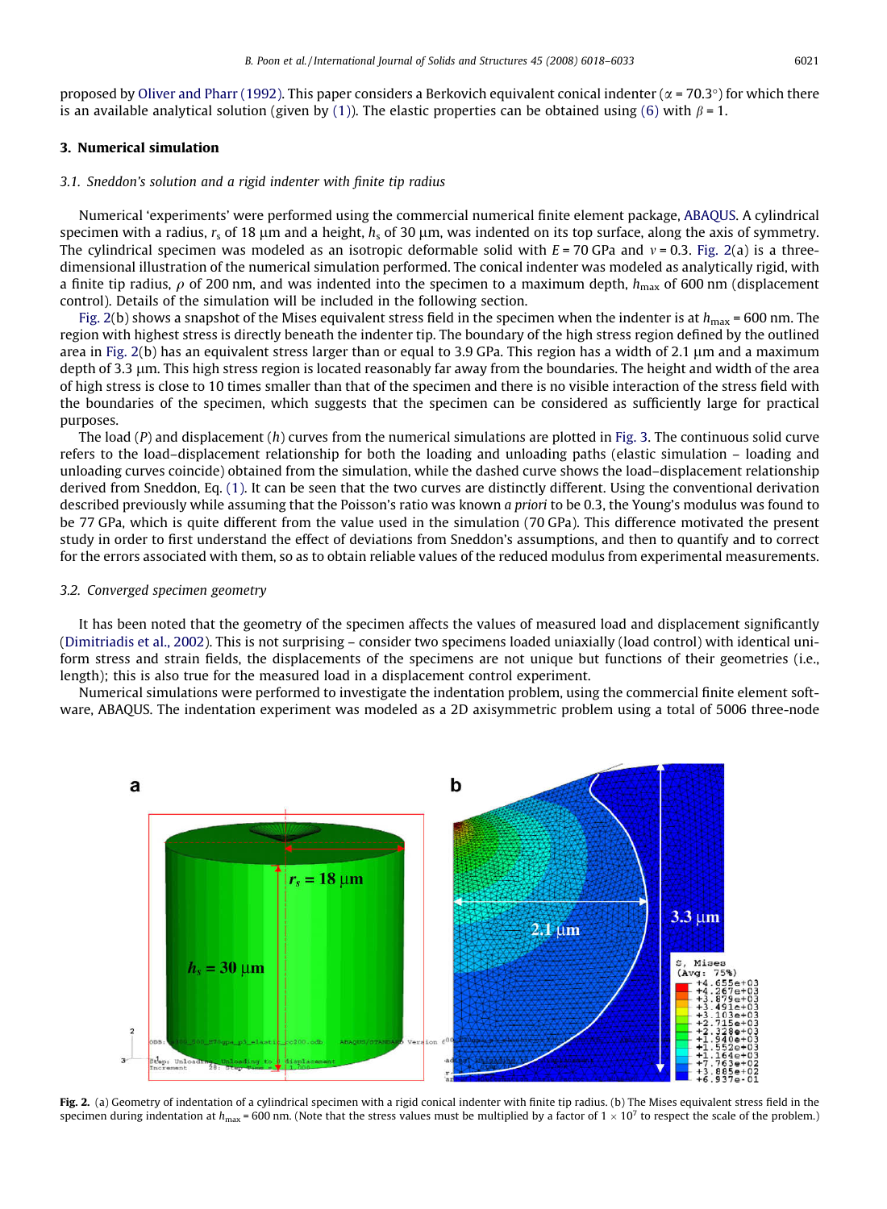proposed by Oliver and Pharr (1992). This paper considers a Berkovich equivalent conical indenter ($\alpha = 70.3°$) for which there is an available analytical solution (given by (1)). The elastic properties can be obtained using (6) with $\beta = 1$.

## 3. Numerical simulation

### 3.1. Sneddon's solution and a rigid indenter with finite tip radius

Numerical 'experiments' were performed using the commercial numerical finite element package, ABAQUS. A cylindrical specimen with a radius, $r_s$ of 18 μm and a height, $h_s$ of 30 μm, was indented on its top surface, along the axis of symmetry. The cylindrical specimen was modeled as an isotropic deformable solid with $E = 70$ GPa and $\nu = 0.3$. Fig. 2(a) is a three-dimensional illustration of the numerical simulation performed. The conical indenter was modeled as analytically rigid, with a finite tip radius, $\rho$ of 200 nm, and was indented into the specimen to a maximum depth, $h_{max}$ of 600 nm (displacement control). Details of the simulation will be included in the following section.

Fig. 2(b) shows a snapshot of the Mises equivalent stress field in the specimen when the indenter is at $h_{max} = 600$ nm. The region with highest stress is directly beneath the indenter tip. The boundary of the high stress region defined by the outlined area in Fig. 2(b) has an equivalent stress larger than or equal to 3.9 GPa. This region has a width of 2.1 μm and a maximum depth of 3.3 μm. This high stress region is located reasonably far away from the boundaries. The height and width of the area of high stress is close to 10 times smaller than that of the specimen and there is no visible interaction of the stress field with the boundaries of the specimen, which suggests that the specimen can be considered as sufficiently large for practical purposes.

The load ($P$) and displacement ($h$) curves from the numerical simulations are plotted in Fig. 3. The continuous solid curve refers to the load–displacement relationship for both the loading and unloading paths (elastic simulation – loading and unloading curves coincide) obtained from the simulation, while the dashed curve shows the load–displacement relationship derived from Sneddon, Eq. (1). It can be seen that the two curves are distinctly different. Using the conventional derivation described previously while assuming that the Poisson's ratio was known *a priori* to be 0.3, the Young's modulus was found to be 77 GPa, which is quite different from the value used in the simulation (70 GPa). This difference motivated the present study in order to first understand the effect of deviations from Sneddon's assumptions, and then to quantify and to correct for the errors associated with them, so as to obtain reliable values of the reduced modulus from experimental measurements.

### 3.2. Converged specimen geometry

It has been noted that the geometry of the specimen affects the values of measured load and displacement significantly (Dimitriadis et al., 2002). This is not surprising – consider two specimens loaded uniaxially (load control) with identical uniform stress and strain fields, the displacements of the specimens are not unique but functions of their geometries (i.e., length); this is also true for the measured load in a displacement control experiment.

Numerical simulations were performed to investigate the indentation problem, using the commercial finite element software, ABAQUS. The indentation experiment was modeled as a 2D axisymmetric problem using a total of 5006 three-node

a

$r_s$ = 18 μm

$h_s$ = 30 μm

b

2.1 μm

3.3 μm

S, Mises
(Avg: 75%)
+4.655e+03
+4.267e+03
+3.879e+03
+3.491e+03
+3.103e+03
+2.715e+03
+2.328e+03
+1.940e+03
+1.552e+03
+1.164e+03
+7.763e+02
+3.885e+02
+6.937e-01

**Fig. 2.** (a) Geometry of indentation of a cylindrical specimen with a rigid conical indenter with finite tip radius. (b) The Mises equivalent stress field in the specimen during indentation at $h_{max} = 600$ nm. (Note that the stress values must be multiplied by a factor of $1 \times 10^7$ to respect the scale of the problem.)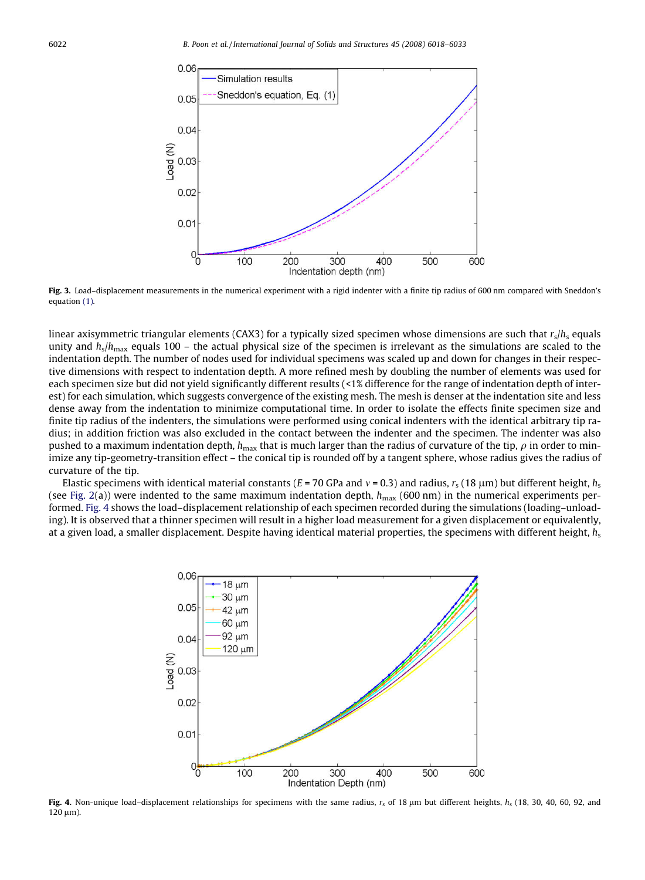0.06
0.05
0.04
0.03
0.02
0.01
0
Load (N)
0 100 200 300 400 500 600
Indentation depth (nm)
Simulation results
Sneddon's equation, Eq. (1)

**Fig. 3.** Load–displacement measurements in the numerical experiment with a rigid indenter with a finite tip radius of 600 nm compared with Sneddon's equation (1).

linear axisymmetric triangular elements (CAX3) for a typically sized specimen whose dimensions are such that $r_s/h_s$ equals unity and $h_s/h_{max}$ equals 100 – the actual physical size of the specimen is irrelevant as the simulations are scaled to the indentation depth. The number of nodes used for individual specimens was scaled up and down for changes in their respective dimensions with respect to indentation depth. A more refined mesh by doubling the number of elements was used for each specimen size but did not yield significantly different results (<1% difference for the range of indentation depth of interest) for each simulation, which suggests convergence of the existing mesh. The mesh is denser at the indentation site and less dense away from the indentation to minimize computational time. In order to isolate the effects finite specimen size and finite tip radius of the indenters, the simulations were performed using conical indenters with the identical arbitrary tip radius; in addition friction was also excluded in the contact between the indenter and the specimen. The indenter was also pushed to a maximum indentation depth, $h_{max}$ that is much larger than the radius of curvature of the tip, $\rho$ in order to minimize any tip-geometry-transition effect – the conical tip is rounded off by a tangent sphere, whose radius gives the radius of curvature of the tip.

Elastic specimens with identical material constants ($E$ = 70 GPa and $\nu$ = 0.3) and radius, $r_s$ (18 μm) but different height, $h_s$ (see Fig. 2(a)) were indented to the same maximum indentation depth, $h_{max}$ (600 nm) in the numerical experiments performed. Fig. 4 shows the load–displacement relationship of each specimen recorded during the simulations (loading–unloading). It is observed that a thinner specimen will result in a higher load measurement for a given displacement or equivalently, at a given load, a smaller displacement. Despite having identical material properties, the specimens with different height, $h_s$

0.06
0.05
0.04
0.03
0.02
0.01
0
Load (N)
0 100 200 300 400 500 600
Indentation Depth (nm)
18 μm
30 μm
42 μm
60 μm
92 μm
120 μm

**Fig. 4.** Non-unique load–displacement relationships for specimens with the same radius, $r_s$ of 18 μm but different heights, $h_s$ (18, 30, 40, 60, 92, and 120 μm).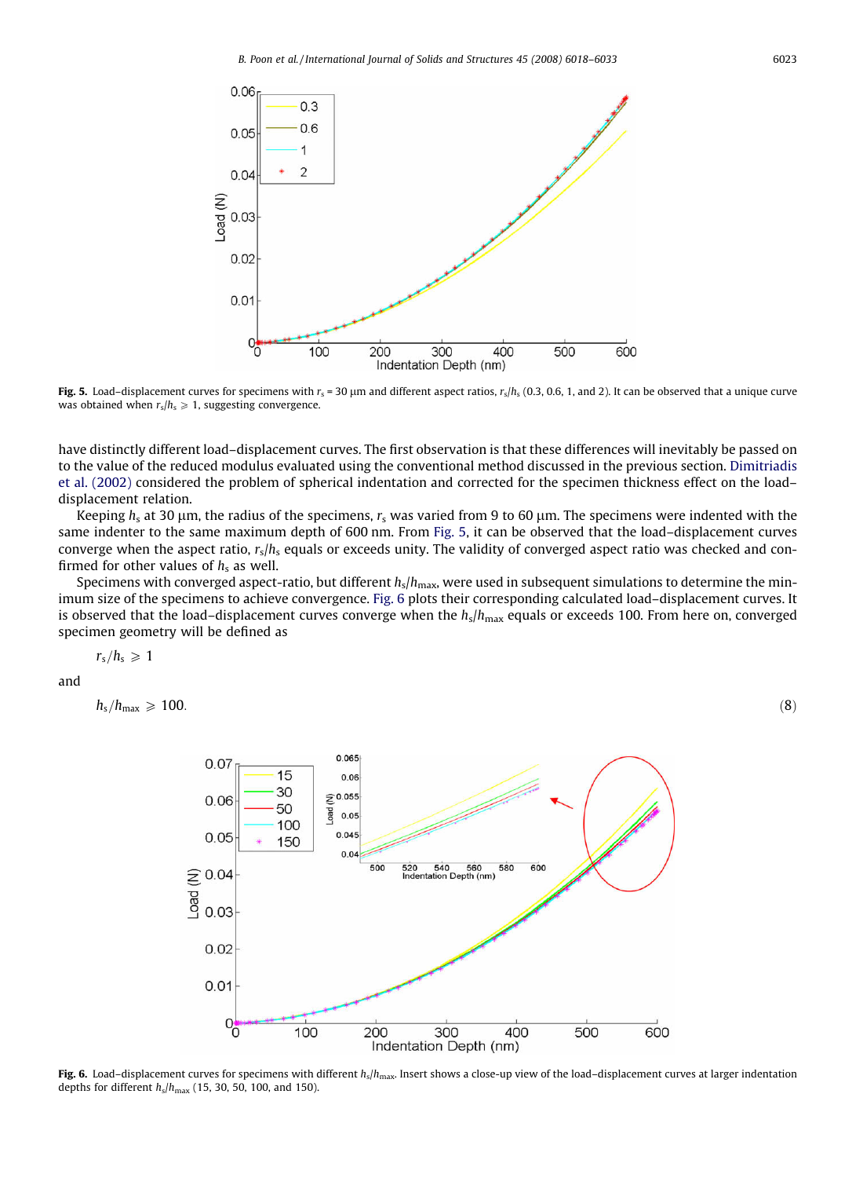0.06
0.05
0.04
0.03
0.02
0.01
0
Load (N)
0
100
200
300
400
500
600
Indentation Depth (nm)
0.3
0.6
1
2

**Fig. 5.** Load–displacement curves for specimens with $r_s = 30\ \mu m$ and different aspect ratios, $r_s/h_s$ (0.3, 0.6, 1, and 2). It can be observed that a unique curve was obtained when $r_s/h_s \geqslant 1$, suggesting convergence.

have distinctly different load–displacement curves. The first observation is that these differences will inevitably be passed on to the value of the reduced modulus evaluated using the conventional method discussed in the previous section. Dimitriadis et al. (2002) considered the problem of spherical indentation and corrected for the specimen thickness effect on the load–displacement relation.

Keeping $h_s$ at 30 μm, the radius of the specimens, $r_s$ was varied from 9 to 60 μm. The specimens were indented with the same indenter to the same maximum depth of 600 nm. From Fig. 5, it can be observed that the load–displacement curves converge when the aspect ratio, $r_s/h_s$ equals or exceeds unity. The validity of converged aspect ratio was checked and confirmed for other values of $h_s$ as well.

Specimens with converged aspect-ratio, but different $h_s/h_{max}$, were used in subsequent simulations to determine the minimum size of the specimens to achieve convergence. Fig. 6 plots their corresponding calculated load–displacement curves. It is observed that the load–displacement curves converge when the $h_s/h_{max}$ equals or exceeds 100. From here on, converged specimen geometry will be defined as

$$r_s/h_s \geqslant 1$$

and

$$h_s/h_{max} \geqslant 100. \tag{8}$$

0.07
0.06
0.05
0.04
0.03
0.02
0.01
0
Load (N)
0
100
200
300
400
500
600
Indentation Depth (nm)
15
30
50
100
150
0.065
0.06
0.055
0.05
0.045
0.04
Load (N)
500
520
540
560
580
600
Indentation Depth (nm)

**Fig. 6.** Load–displacement curves for specimens with different $h_s/h_{max}$. Insert shows a close-up view of the load–displacement curves at larger indentation depths for different $h_s/h_{max}$ (15, 30, 50, 100, and 150).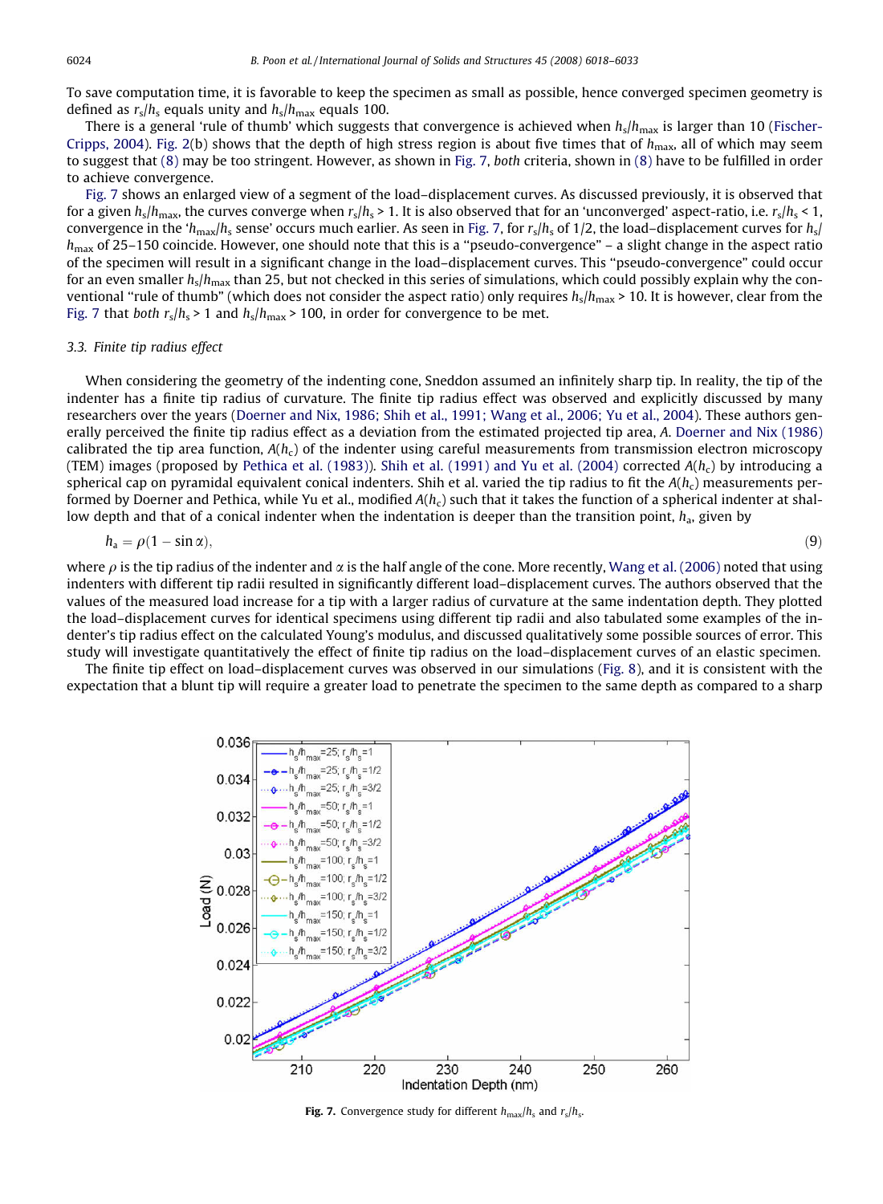To save computation time, it is favorable to keep the specimen as small as possible, hence converged specimen geometry is defined as $r_s/h_s$ equals unity and $h_s/h_{max}$ equals 100.

There is a general 'rule of thumb' which suggests that convergence is achieved when $h_s/h_{max}$ is larger than 10 (Fischer-Cripps, 2004). Fig. 2(b) shows that the depth of high stress region is about five times that of $h_{max}$, all of which may seem to suggest that (8) may be too stringent. However, as shown in Fig. 7, *both* criteria, shown in (8) have to be fulfilled in order to achieve convergence.

Fig. 7 shows an enlarged view of a segment of the load–displacement curves. As discussed previously, it is observed that for a given $h_s/h_{max}$, the curves converge when $r_s/h_s > 1$. It is also observed that for an 'unconverged' aspect-ratio, i.e. $r_s/h_s < 1$, convergence in the '$h_{max}/h_s$ sense' occurs much earlier. As seen in Fig. 7, for $r_s/h_s$ of 1/2, the load–displacement curves for $h_s/h_{max}$ of 25–150 coincide. However, one should note that this is a "pseudo-convergence" – a slight change in the aspect ratio of the specimen will result in a significant change in the load–displacement curves. This "pseudo-convergence" could occur for an even smaller $h_s/h_{max}$ than 25, but not checked in this series of simulations, which could possibly explain why the conventional "rule of thumb" (which does not consider the aspect ratio) only requires $h_s/h_{max} > 10$. It is however, clear from the Fig. 7 that *both* $r_s/h_s > 1$ and $h_s/h_{max} > 100$, in order for convergence to be met.

### 3.3. Finite tip radius effect

When considering the geometry of the indenting cone, Sneddon assumed an infinitely sharp tip. In reality, the tip of the indenter has a finite tip radius of curvature. The finite tip radius effect was observed and explicitly discussed by many researchers over the years (Doerner and Nix, 1986; Shih et al., 1991; Wang et al., 2006; Yu et al., 2004). These authors generally perceived the finite tip radius effect as a deviation from the estimated projected tip area, *A*. Doerner and Nix (1986) calibrated the tip area function, $A(h_c)$ of the indenter using careful measurements from transmission electron microscopy (TEM) images (proposed by Pethica et al. (1983)). Shih et al. (1991) and Yu et al. (2004) corrected $A(h_c)$ by introducing a spherical cap on pyramidal equivalent conical indenters. Shih et al. varied the tip radius to fit the $A(h_c)$ measurements performed by Doerner and Pethica, while Yu et al., modified $A(h_c)$ such that it takes the function of a spherical indenter at shallow depth and that of a conical indenter when the indentation is deeper than the transition point, $h_a$, given by

$$h_a = \rho(1 - \sin\alpha), \tag{9}$$

where $\rho$ is the tip radius of the indenter and $\alpha$ is the half angle of the cone. More recently, Wang et al. (2006) noted that using indenters with different tip radii resulted in significantly different load–displacement curves. The authors observed that the values of the measured load increase for a tip with a larger radius of curvature at the same indentation depth. They plotted the load–displacement curves for identical specimens using different tip radii and also tabulated some examples of the indenter's tip radius effect on the calculated Young's modulus, and discussed qualitatively some possible sources of error. This study will investigate quantitatively the effect of finite tip radius on the load–displacement curves of an elastic specimen.

The finite tip effect on load–displacement curves was observed in our simulations (Fig. 8), and it is consistent with the expectation that a blunt tip will require a greater load to penetrate the specimen to the same depth as compared to a sharp

Load (N)
0.02
0.022
0.024
0.026
0.028
0.03
0.032
0.034
0.036
Indentation Depth (nm)
210
220
230
240
250
260

$h_s/h_{max}$=25; $r_s/h_s$=1
$h_s/h_{max}$=25; $r_s/h_s$=1/2
$h_s/h_{max}$=25; $r_s/h_s$=3/2
$h_s/h_{max}$=50; $r_s/h_s$=1
$h_s/h_{max}$=50; $r_s/h_s$=1/2
$h_s/h_{max}$=50; $r_s/h_s$=3/2
$h_s/h_{max}$=100; $r_s/h_s$=1
$h_s/h_{max}$=100; $r_s/h_s$=1/2
$h_s/h_{max}$=100; $r_s/h_s$=3/2
$h_s/h_{max}$=150; $r_s/h_s$=1
$h_s/h_{max}$=150; $r_s/h_s$=1/2
$h_s/h_{max}$=150; $r_s/h_s$=3/2

**Fig. 7.** Convergence study for different $h_{max}/h_s$ and $r_s/h_s$.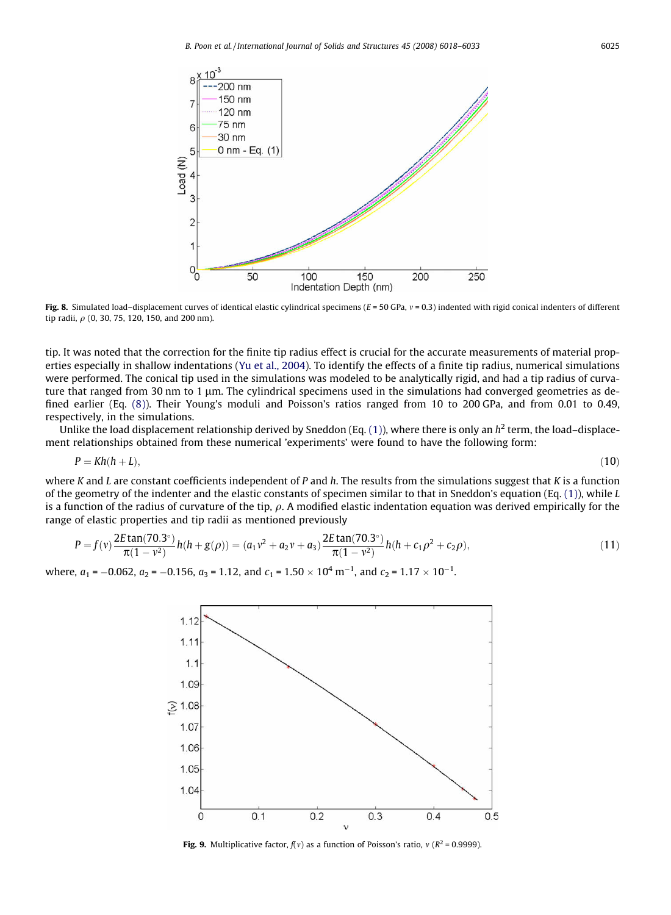$8 \times 10^{-3}$

Load (N)

Indentation Depth (nm)

0, 1, 2, 3, 4, 5, 6, 7, 8

0, 50, 100, 150, 200, 250

200 nm
150 nm
120 nm
75 nm
30 nm
0 nm - Eq. (1)

**Fig. 8.** Simulated load–displacement curves of identical elastic cylindrical specimens ($E = 50$ GPa, $\nu = 0.3$) indented with rigid conical indenters of different tip radii, $\rho$ (0, 30, 75, 120, 150, and 200 nm).

tip. It was noted that the correction for the finite tip radius effect is crucial for the accurate measurements of material properties especially in shallow indentations (Yu et al., 2004). To identify the effects of a finite tip radius, numerical simulations were performed. The conical tip used in the simulations was modeled to be analytically rigid, and had a tip radius of curvature that ranged from 30 nm to 1 μm. The cylindrical specimens used in the simulations had converged geometries as defined earlier (Eq. (8)). Their Young's moduli and Poisson's ratios ranged from 10 to 200 GPa, and from 0.01 to 0.49, respectively, in the simulations.

Unlike the load displacement relationship derived by Sneddon (Eq. (1)), where there is only an $h^2$ term, the load–displacement relationships obtained from these numerical 'experiments' were found to have the following form:

$$P = Kh(h + L), \tag{10}$$

where $K$ and $L$ are constant coefficients independent of $P$ and $h$. The results from the simulations suggest that $K$ is a function of the geometry of the indenter and the elastic constants of specimen similar to that in Sneddon's equation (Eq. (1)), while $L$ is a function of the radius of curvature of the tip, $\rho$. A modified elastic indentation equation was derived empirically for the range of elastic properties and tip radii as mentioned previously

$$P = f(\nu)\frac{2E\tan(70.3^\circ)}{\pi(1-\nu^2)}h(h + g(\rho)) = (a_1\nu^2 + a_2\nu + a_3)\frac{2E\tan(70.3^\circ)}{\pi(1-\nu^2)}h(h + c_1\rho^2 + c_2\rho), \tag{11}$$

where, $a_1 = -0.062$, $a_2 = -0.156$, $a_3 = 1.12$, and $c_1 = 1.50 \times 10^4\ \text{m}^{-1}$, and $c_2 = 1.17 \times 10^{-1}$.

f(ν)

ν

1.04, 1.05, 1.06, 1.07, 1.08, 1.09, 1.1, 1.11, 1.12

0, 0.1, 0.2, 0.3, 0.4, 0.5

**Fig. 9.** Multiplicative factor, $f(\nu)$ as a function of Poisson's ratio, $\nu$ ($R^2 = 0.9999$).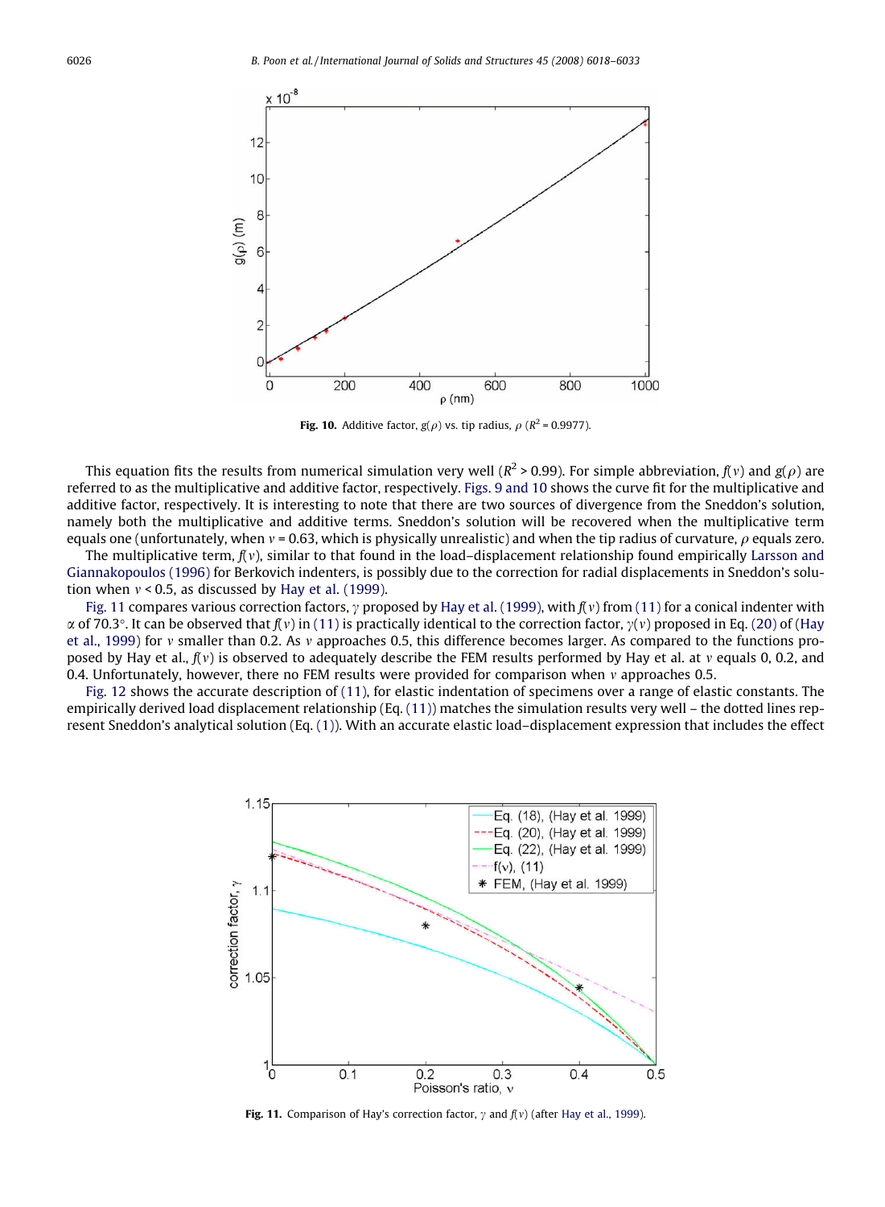x 10^-8

12

10

8

6

4

2

0

g(ρ) (m)

0 200 400 600 800 1000

ρ (nm)

**Fig. 10.** Additive factor, $g(\rho)$ vs. tip radius, $\rho$ ($R^2 = 0.9977$).

This equation fits the results from numerical simulation very well ($R^2 > 0.99$). For simple abbreviation, $f(\nu)$ and $g(\rho)$ are referred to as the multiplicative and additive factor, respectively. Figs. 9 and 10 shows the curve fit for the multiplicative and additive factor, respectively. It is interesting to note that there are two sources of divergence from the Sneddon's solution, namely both the multiplicative and additive terms. Sneddon's solution will be recovered when the multiplicative term equals one (unfortunately, when $\nu = 0.63$, which is physically unrealistic) and when the tip radius of curvature, $\rho$ equals zero.

The multiplicative term, $f(\nu)$, similar to that found in the load–displacement relationship found empirically Larsson and Giannakopoulos (1996) for Berkovich indenters, is possibly due to the correction for radial displacements in Sneddon's solution when $\nu < 0.5$, as discussed by Hay et al. (1999).

Fig. 11 compares various correction factors, $\gamma$ proposed by Hay et al. (1999), with $f(\nu)$ from (11) for a conical indenter with $\alpha$ of 70.3°. It can be observed that $f(\nu)$ in (11) is practically identical to the correction factor, $\gamma(\nu)$ proposed in Eq. (20) of (Hay et al., 1999) for $\nu$ smaller than 0.2. As $\nu$ approaches 0.5, this difference becomes larger. As compared to the functions proposed by Hay et al., $f(\nu)$ is observed to adequately describe the FEM results performed by Hay et al. at $\nu$ equals 0, 0.2, and 0.4. Unfortunately, however, there no FEM results were provided for comparison when $\nu$ approaches 0.5.

Fig. 12 shows the accurate description of (11), for elastic indentation of specimens over a range of elastic constants. The empirically derived load displacement relationship (Eq. (11)) matches the simulation results very well – the dotted lines represent Sneddon's analytical solution (Eq. (1)). With an accurate elastic load–displacement expression that includes the effect

1.15

1.1

1.05

1

correction factor, γ

0 0.1 0.2 0.3 0.4 0.5

Poisson's ratio, ν

Eq. (18), (Hay et al. 1999)

Eq. (20), (Hay et al. 1999)

Eq. (22), (Hay et al. 1999)

f(ν), (11)

FEM, (Hay et al. 1999)

**Fig. 11.** Comparison of Hay's correction factor, $\gamma$ and $f(\nu)$ (after Hay et al., 1999).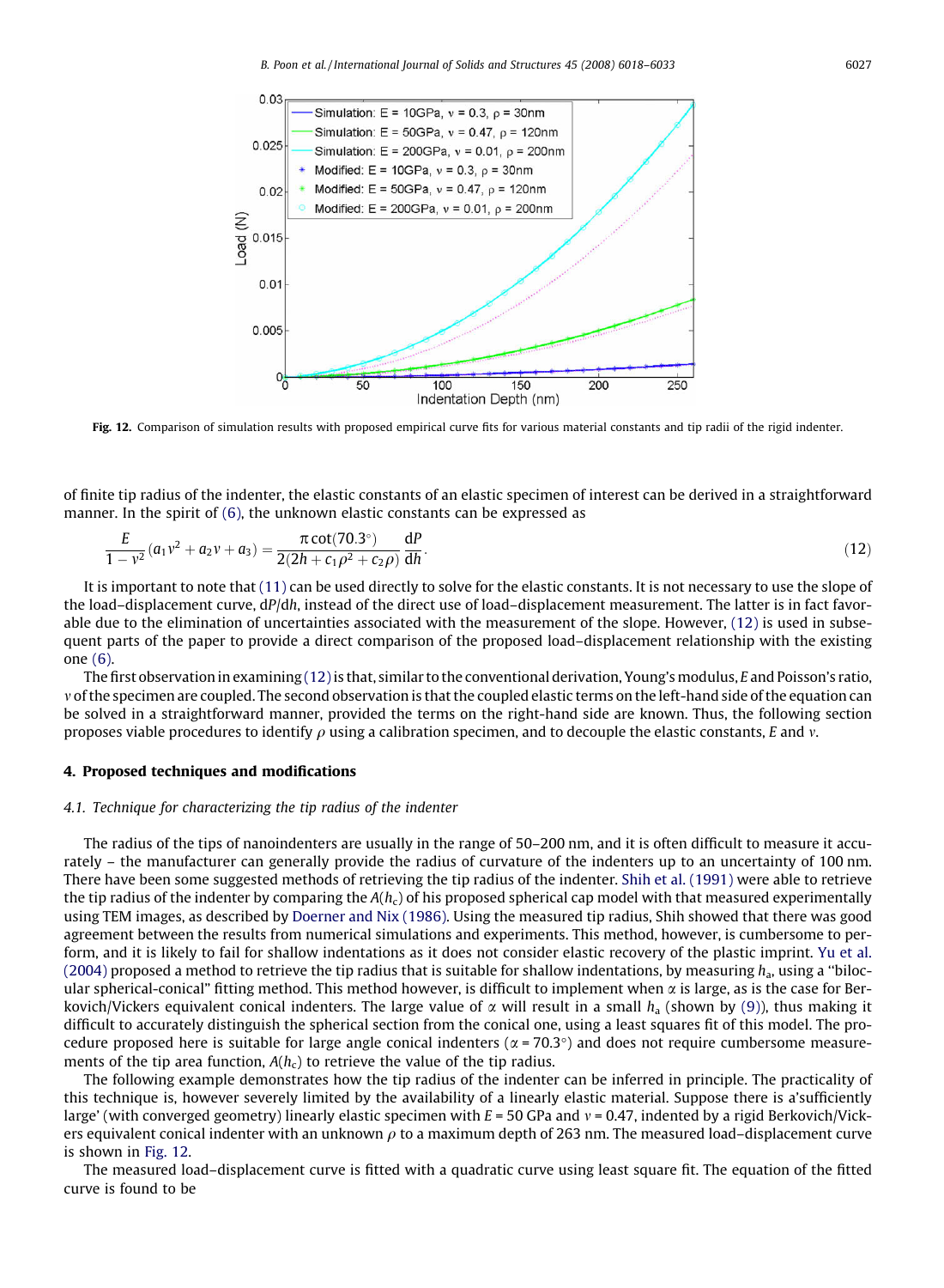0.03
0.025
0.02
0.015
0.01
0.005
0
Load (N)
0
50
100
150
200
250
Indentation Depth (nm)
Simulation: E = 10GPa, ν = 0.3, ρ = 30nm
Simulation: E = 50GPa, ν = 0.47, ρ = 120nm
Simulation: E = 200GPa, ν = 0.01, ρ = 200nm
Modified: E = 10GPa, ν = 0.3, ρ = 30nm
Modified: E = 50GPa, ν = 0.47, ρ = 120nm
Modified: E = 200GPa, ν = 0.01, ρ = 200nm

**Fig. 12.** Comparison of simulation results with proposed empirical curve fits for various material constants and tip radii of the rigid indenter.

of finite tip radius of the indenter, the elastic constants of an elastic specimen of interest can be derived in a straightforward manner. In the spirit of (6), the unknown elastic constants can be expressed as

$$\frac{E}{1-\nu^2}(a_1\nu^2 + a_2\nu + a_3) = \frac{\pi \cot(70.3^\circ)}{2(2h + c_1\rho^2 + c_2\rho)}\frac{\mathrm{d}P}{\mathrm{d}h}. \tag{12}$$

It is important to note that (11) can be used directly to solve for the elastic constants. It is not necessary to use the slope of the load–displacement curve, $\mathrm{d}P/\mathrm{d}h$, instead of the direct use of load–displacement measurement. The latter is in fact favorable due to the elimination of uncertainties associated with the measurement of the slope. However, (12) is used in subsequent parts of the paper to provide a direct comparison of the proposed load–displacement relationship with the existing one (6).

The first observation in examining (12) is that, similar to the conventional derivation, Young's modulus, $E$ and Poisson's ratio, $\nu$ of the specimen are coupled. The second observation is that the coupled elastic terms on the left-hand side of the equation can be solved in a straightforward manner, provided the terms on the right-hand side are known. Thus, the following section proposes viable procedures to identify $\rho$ using a calibration specimen, and to decouple the elastic constants, $E$ and $\nu$.

## 4. Proposed techniques and modifications

### 4.1. Technique for characterizing the tip radius of the indenter

The radius of the tips of nanoindenters are usually in the range of 50–200 nm, and it is often difficult to measure it accurately – the manufacturer can generally provide the radius of curvature of the indenters up to an uncertainty of 100 nm. There have been some suggested methods of retrieving the tip radius of the indenter. Shih et al. (1991) were able to retrieve the tip radius of the indenter by comparing the $A(h_c)$ of his proposed spherical cap model with that measured experimentally using TEM images, as described by Doerner and Nix (1986). Using the measured tip radius, Shih showed that there was good agreement between the results from numerical simulations and experiments. This method, however, is cumbersome to perform, and it is likely to fail for shallow indentations as it does not consider elastic recovery of the plastic imprint. Yu et al. (2004) proposed a method to retrieve the tip radius that is suitable for shallow indentations, by measuring $h_a$, using a "bilocular spherical-conical" fitting method. This method however, is difficult to implement when $\alpha$ is large, as is the case for Berkovich/Vickers equivalent conical indenters. The large value of $\alpha$ will result in a small $h_a$ (shown by (9)), thus making it difficult to accurately distinguish the spherical section from the conical one, using a least squares fit of this model. The procedure proposed here is suitable for large angle conical indenters ($\alpha = 70.3^\circ$) and does not require cumbersome measurements of the tip area function, $A(h_c)$ to retrieve the value of the tip radius.

The following example demonstrates how the tip radius of the indenter can be inferred in principle. The practicality of this technique is, however severely limited by the availability of a linearly elastic material. Suppose there is a'sufficiently large' (with converged geometry) linearly elastic specimen with $E = 50$ GPa and $\nu = 0.47$, indented by a rigid Berkovich/Vickers equivalent conical indenter with an unknown $\rho$ to a maximum depth of 263 nm. The measured load–displacement curve is shown in Fig. 12.

The measured load–displacement curve is fitted with a quadratic curve using least square fit. The equation of the fitted curve is found to be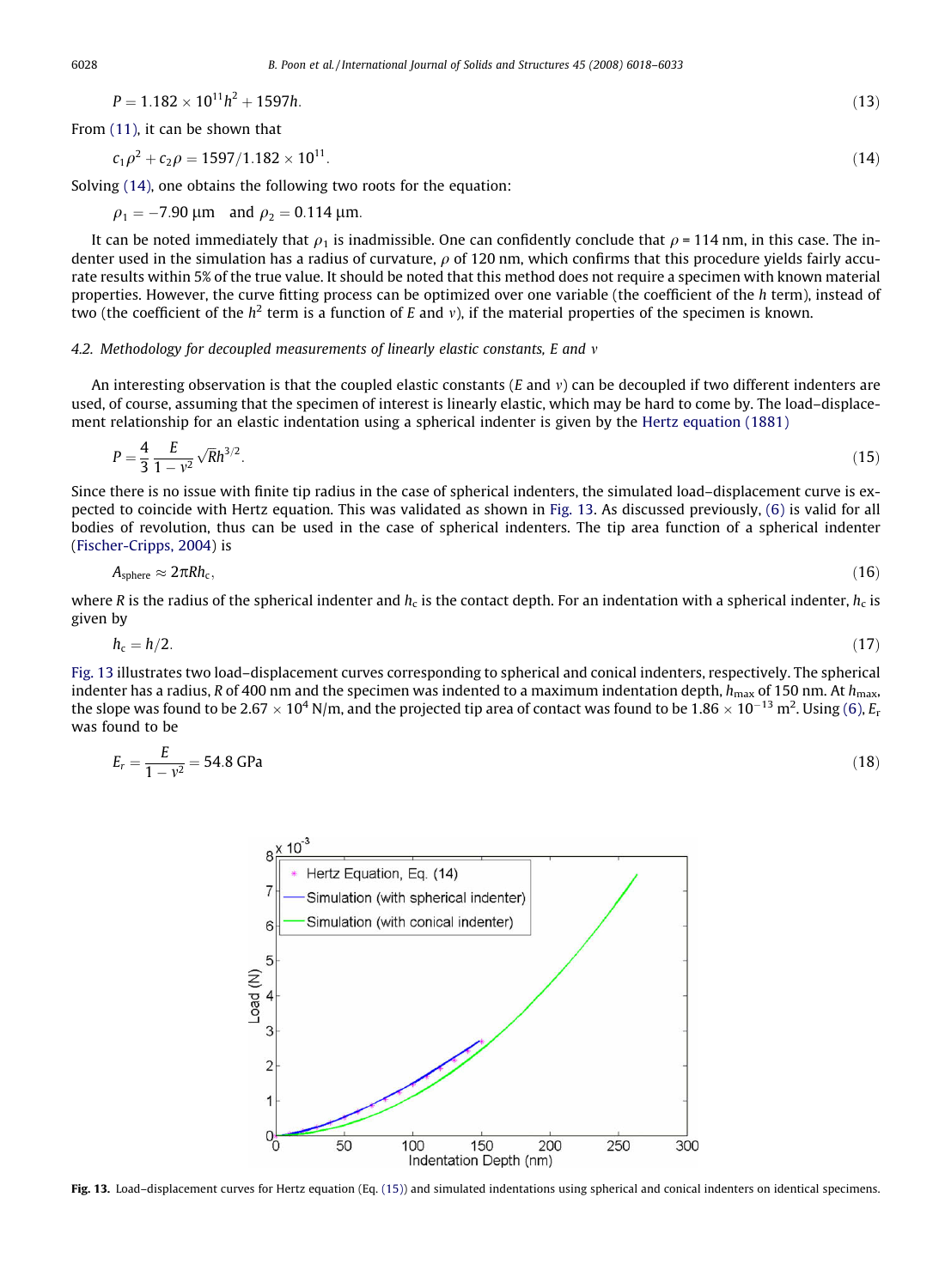$$P = 1.182 \times 10^{11}h^2 + 1597h. \tag{13}$$

From (11), it can be shown that

$$c_1\rho^2 + c_2\rho = 1597/1.182 \times 10^{11}. \tag{14}$$

Solving (14), one obtains the following two roots for the equation:

$$\rho_1 = -7.90\ \mu\text{m} \quad \text{and} \quad \rho_2 = 0.114\ \mu\text{m}.$$

It can be noted immediately that $\rho_1$ is inadmissible. One can confidently conclude that $\rho$ = 114 nm, in this case. The indenter used in the simulation has a radius of curvature, $\rho$ of 120 nm, which confirms that this procedure yields fairly accurate results within 5% of the true value. It should be noted that this method does not require a specimen with known material properties. However, the curve fitting process can be optimized over one variable (the coefficient of the $h$ term), instead of two (the coefficient of the $h^2$ term is a function of $E$ and $\nu$), if the material properties of the specimen is known.

### 4.2. Methodology for decoupled measurements of linearly elastic constants, E and ν

An interesting observation is that the coupled elastic constants ($E$ and $\nu$) can be decoupled if two different indenters are used, of course, assuming that the specimen of interest is linearly elastic, which may be hard to come by. The load–displacement relationship for an elastic indentation using a spherical indenter is given by the Hertz equation (1881)

$$P = \frac{4}{3}\frac{E}{1-\nu^2}\sqrt{R}h^{3/2}. \tag{15}$$

Since there is no issue with finite tip radius in the case of spherical indenters, the simulated load–displacement curve is expected to coincide with Hertz equation. This was validated as shown in Fig. 13. As discussed previously, (6) is valid for all bodies of revolution, thus can be used in the case of spherical indenters. The tip area function of a spherical indenter (Fischer-Cripps, 2004) is

$$A_{\text{sphere}} \approx 2\pi R h_c, \tag{16}$$

where $R$ is the radius of the spherical indenter and $h_c$ is the contact depth. For an indentation with a spherical indenter, $h_c$ is given by

$$h_c = h/2. \tag{17}$$

Fig. 13 illustrates two load–displacement curves corresponding to spherical and conical indenters, respectively. The spherical indenter has a radius, $R$ of 400 nm and the specimen was indented to a maximum indentation depth, $h_{max}$ of 150 nm. At $h_{max}$, the slope was found to be $2.67 \times 10^4$ N/m, and the projected tip area of contact was found to be $1.86 \times 10^{-13}$ m$^2$. Using (6), $E_r$ was found to be

$$E_r = \frac{E}{1-\nu^2} = 54.8\ \text{GPa} \tag{18}$$

x 10^-3
Load (N)
Indentation Depth (nm)
Hertz Equation, Eq. (14)
Simulation (with spherical indenter)
Simulation (with conical indenter)

**Fig. 13.** Load–displacement curves for Hertz equation (Eq. (15)) and simulated indentations using spherical and conical indenters on identical specimens.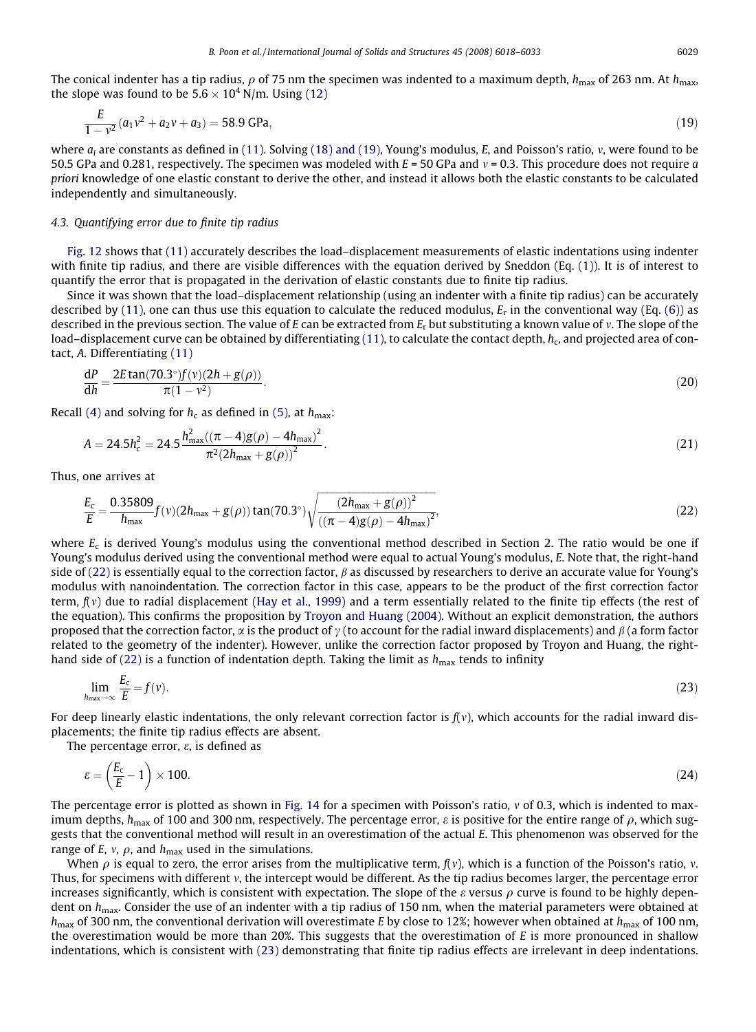The conical indenter has a tip radius, $\rho$ of 75 nm the specimen was indented to a maximum depth, $h_{\max}$ of 263 nm. At $h_{\max}$, the slope was found to be $5.6 \times 10^4$ N/m. Using (12)

$$\frac{E}{1-\nu^2}(a_1\nu^2 + a_2\nu + a_3) = 58.9 \text{ GPa}, \tag{19}$$

where $a_i$ are constants as defined in (11). Solving (18) and (19), Young's modulus, $E$, and Poisson's ratio, $\nu$, were found to be 50.5 GPa and 0.281, respectively. The specimen was modeled with $E$ = 50 GPa and $\nu$ = 0.3. This procedure does not require *a priori* knowledge of one elastic constant to derive the other, and instead it allows both the elastic constants to be calculated independently and simultaneously.

### 4.3. Quantifying error due to finite tip radius

Fig. 12 shows that (11) accurately describes the load–displacement measurements of elastic indentations using indenter with finite tip radius, and there are visible differences with the equation derived by Sneddon (Eq. (1)). It is of interest to quantify the error that is propagated in the derivation of elastic constants due to finite tip radius.

Since it was shown that the load–displacement relationship (using an indenter with a finite tip radius) can be accurately described by (11), one can thus use this equation to calculate the reduced modulus, $E_r$ in the conventional way (Eq. (6)) as described in the previous section. The value of $E$ can be extracted from $E_r$ but substituting a known value of $\nu$. The slope of the load–displacement curve can be obtained by differentiating (11), to calculate the contact depth, $h_c$, and projected area of contact, $A$. Differentiating (11)

$$\frac{dP}{dh} = \frac{2E\tan(70.3^\circ)f(\nu)(2h + g(\rho))}{\pi(1-\nu^2)}. \tag{20}$$

Recall (4) and solving for $h_c$ as defined in (5), at $h_{\max}$:

$$A = 24.5h_c^2 = 24.5\frac{h_{\max}^2((\pi-4)g(\rho) - 4h_{\max})^2}{\pi^2(2h_{\max} + g(\rho))^2}. \tag{21}$$

Thus, one arrives at

$$\frac{E_c}{E} = \frac{0.35809}{h_{\max}}f(\nu)(2h_{\max} + g(\rho))\tan(70.3^\circ)\sqrt{\frac{(2h_{\max} + g(\rho))^2}{((\pi-4)g(\rho) - 4h_{\max})^2}}, \tag{22}$$

where $E_c$ is derived Young's modulus using the conventional method described in Section 2. The ratio would be one if Young's modulus derived using the conventional method were equal to actual Young's modulus, $E$. Note that, the right-hand side of (22) is essentially equal to the correction factor, $\beta$ as discussed by researchers to derive an accurate value for Young's modulus with nanoindentation. The correction factor in this case, appears to be the product of the first correction factor term, $f(\nu)$ due to radial displacement (Hay et al., 1999) and a term essentially related to the finite tip effects (the rest of the equation). This confirms the proposition by Troyon and Huang (2004). Without an explicit demonstration, the authors proposed that the correction factor, $\alpha$ is the product of $\gamma$ (to account for the radial inward displacements) and $\beta$ (a form factor related to the geometry of the indenter). However, unlike the correction factor proposed by Troyon and Huang, the right-hand side of (22) is a function of indentation depth. Taking the limit as $h_{\max}$ tends to infinity

$$\lim_{h_{\max}\to\infty}\frac{E_c}{E} = f(\nu). \tag{23}$$

For deep linearly elastic indentations, the only relevant correction factor is $f(\nu)$, which accounts for the radial inward displacements; the finite tip radius effects are absent.

The percentage error, $\varepsilon$, is defined as

$$\varepsilon = \left(\frac{E_c}{E} - 1\right) \times 100. \tag{24}$$

The percentage error is plotted as shown in Fig. 14 for a specimen with Poisson's ratio, $\nu$ of 0.3, which is indented to maximum depths, $h_{\max}$ of 100 and 300 nm, respectively. The percentage error, $\varepsilon$ is positive for the entire range of $\rho$, which suggests that the conventional method will result in an overestimation of the actual $E$. This phenomenon was observed for the range of $E$, $\nu$, $\rho$, and $h_{\max}$ used in the simulations.

When $\rho$ is equal to zero, the error arises from the multiplicative term, $f(\nu)$, which is a function of the Poisson's ratio, $\nu$. Thus, for specimens with different $\nu$, the intercept would be different. As the tip radius becomes larger, the percentage error increases significantly, which is consistent with expectation. The slope of the $\varepsilon$ versus $\rho$ curve is found to be highly dependent on $h_{\max}$. Consider the use of an indenter with a tip radius of 150 nm, when the material parameters were obtained at $h_{\max}$ of 300 nm, the conventional derivation will overestimate $E$ by close to 12%; however when obtained at $h_{\max}$ of 100 nm, the overestimation would be more than 20%. This suggests that the overestimation of $E$ is more pronounced in shallow indentations, which is consistent with (23) demonstrating that finite tip radius effects are irrelevant in deep indentations.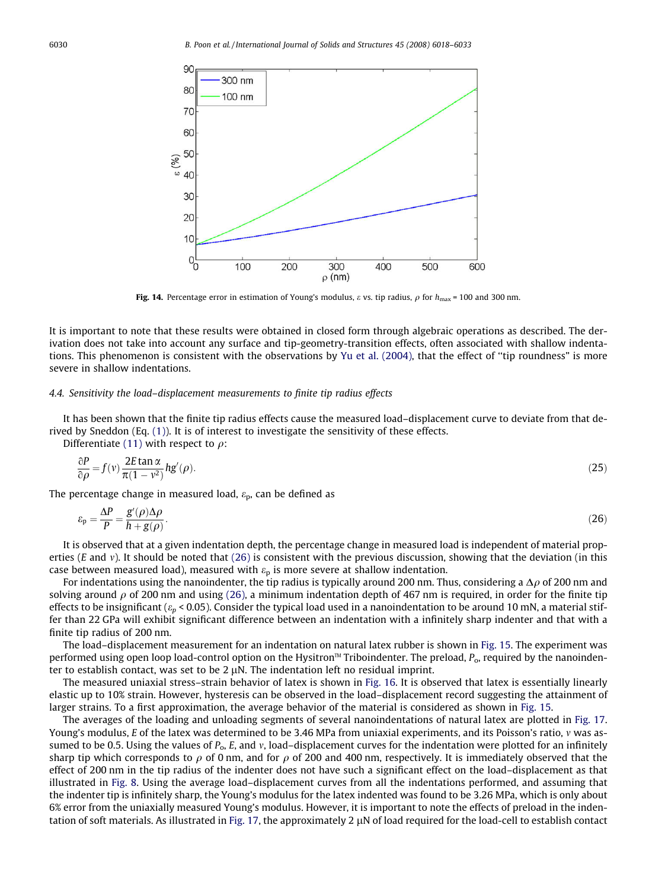90
80
70
60
50
40
30
20
10
0
ε (%)
0
100
200
300
400
500
600
ρ (nm)
300 nm
100 nm

**Fig. 14.** Percentage error in estimation of Young's modulus, $\varepsilon$ vs. tip radius, $\rho$ for $h_{max} = 100$ and 300 nm.

It is important to note that these results were obtained in closed form through algebraic operations as described. The derivation does not take into account any surface and tip-geometry-transition effects, often associated with shallow indentations. This phenomenon is consistent with the observations by Yu et al. (2004), that the effect of "tip roundness" is more severe in shallow indentations.

#### 4.4. Sensitivity the load–displacement measurements to finite tip radius effects

It has been shown that the finite tip radius effects cause the measured load–displacement curve to deviate from that derived by Sneddon (Eq. (1)). It is of interest to investigate the sensitivity of these effects.

Differentiate (11) with respect to $\rho$:

$$\frac{\partial P}{\partial \rho} = f(\nu)\frac{2E\tan\alpha}{\pi(1-\nu^2)}hg'(\rho). \tag{25}$$

The percentage change in measured load, $\varepsilon_p$, can be defined as

$$\varepsilon_p = \frac{\Delta P}{P} = \frac{g'(\rho)\Delta\rho}{h+g(\rho)}. \tag{26}$$

It is observed that at a given indentation depth, the percentage change in measured load is independent of material properties ($E$ and $\nu$). It should be noted that (26) is consistent with the previous discussion, showing that the deviation (in this case between measured load), measured with $\varepsilon_p$ is more severe at shallow indentation.

For indentations using the nanoindenter, the tip radius is typically around 200 nm. Thus, considering a $\Delta\rho$ of 200 nm and solving around $\rho$ of 200 nm and using (26), a minimum indentation depth of 467 nm is required, in order for the finite tip effects to be insignificant ($\varepsilon_p < 0.05$). Consider the typical load used in a nanoindentation to be around 10 mN, a material stiffer than 22 GPa will exhibit significant difference between an indentation with a infinitely sharp indenter and that with a finite tip radius of 200 nm.

The load–displacement measurement for an indentation on natural latex rubber is shown in Fig. 15. The experiment was performed using open loop load-control option on the Hysitron™ Triboindenter. The preload, $P_o$, required by the nanoindenter to establish contact, was set to be 2 μN. The indentation left no residual imprint.

The measured uniaxial stress–strain behavior of latex is shown in Fig. 16. It is observed that latex is essentially linearly elastic up to 10% strain. However, hysteresis can be observed in the load–displacement record suggesting the attainment of larger strains. To a first approximation, the average behavior of the material is considered as shown in Fig. 15.

The averages of the loading and unloading segments of several nanoindentations of natural latex are plotted in Fig. 17. Young's modulus, $E$ of the latex was determined to be 3.46 MPa from uniaxial experiments, and its Poisson's ratio, $\nu$ was assumed to be 0.5. Using the values of $P_o$, $E$, and $\nu$, load–displacement curves for the indentation were plotted for an infinitely sharp tip which corresponds to $\rho$ of 0 nm, and for $\rho$ of 200 and 400 nm, respectively. It is immediately observed that the effect of 200 nm in the tip radius of the indenter does not have such a significant effect on the load–displacement as that illustrated in Fig. 8. Using the average load–displacement curves from all the indentations performed, and assuming that the indenter tip is infinitely sharp, the Young's modulus for the latex indented was found to be 3.26 MPa, which is only about 6% error from the uniaxially measured Young's modulus. However, it is important to note the effects of preload in the indentation of soft materials. As illustrated in Fig. 17, the approximately 2 μN of load required for the load-cell to establish contact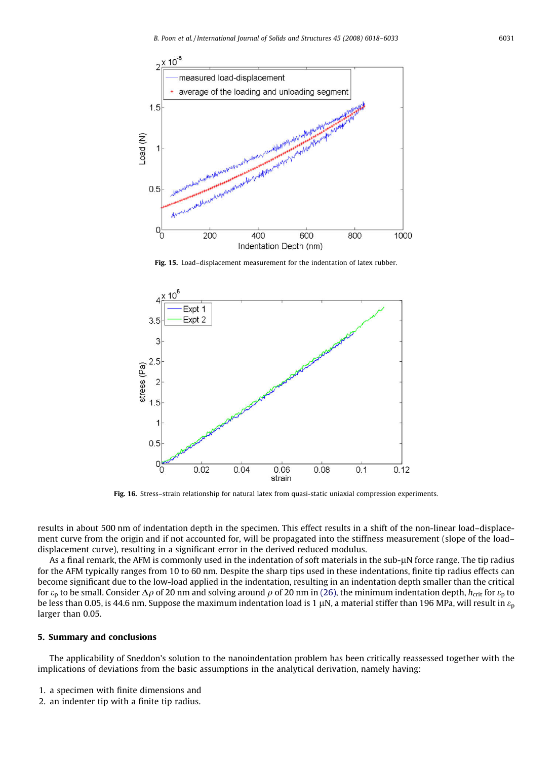x 10^-5

2

1.5

1

0.5

0

Load (N)

0 200 400 600 800 1000

Indentation Depth (nm)

measured load-displacement

average of the loading and unloading segment

**Fig. 15.** Load–displacement measurement for the indentation of latex rubber.

x 10^5

4

3.5

3

2.5

2

1.5

1

0.5

0

stress (Pa)

0 0.02 0.04 0.06 0.08 0.1 0.12

strain

Expt 1

Expt 2

**Fig. 16.** Stress–strain relationship for natural latex from quasi-static uniaxial compression experiments.

results in about 500 nm of indentation depth in the specimen. This effect results in a shift of the non-linear load–displacement curve from the origin and if not accounted for, will be propagated into the stiffness measurement (slope of the load–displacement curve), resulting in a significant error in the derived reduced modulus.

As a final remark, the AFM is commonly used in the indentation of soft materials in the sub-μN force range. The tip radius for the AFM typically ranges from 10 to 60 nm. Despite the sharp tips used in these indentations, finite tip radius effects can become significant due to the low-load applied in the indentation, resulting in an indentation depth smaller than the critical for $\varepsilon_p$ to be small. Consider $\Delta\rho$ of 20 nm and solving around $\rho$ of 20 nm in (26), the minimum indentation depth, $h_{crit}$ for $\varepsilon_p$ to be less than 0.05, is 44.6 nm. Suppose the maximum indentation load is 1 μN, a material stiffer than 196 MPa, will result in $\varepsilon_p$ larger than 0.05.

## 5. Summary and conclusions

The applicability of Sneddon's solution to the nanoindentation problem has been critically reassessed together with the implications of deviations from the basic assumptions in the analytical derivation, namely having:

1. a specimen with finite dimensions and
2. an indenter tip with a finite tip radius.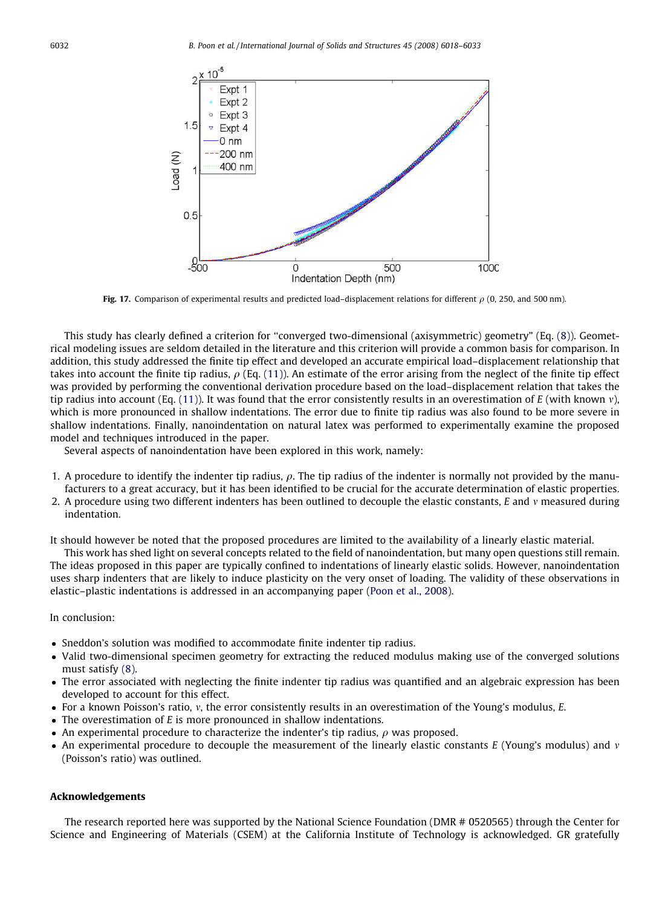2 x 10^-5

Expt 1
Expt 2
Expt 3
Expt 4
0 nm
200 nm
400 nm

1.5
1
0.5
0
Load (N)

-500
0
500
1000
Indentation Depth (nm)

**Fig. 17.** Comparison of experimental results and predicted load–displacement relations for different $\rho$ (0, 250, and 500 nm).

This study has clearly defined a criterion for "converged two-dimensional (axisymmetric) geometry" (Eq. (8)). Geometrical modeling issues are seldom detailed in the literature and this criterion will provide a common basis for comparison. In addition, this study addressed the finite tip effect and developed an accurate empirical load–displacement relationship that takes into account the finite tip radius, $\rho$ (Eq. (11)). An estimate of the error arising from the neglect of the finite tip effect was provided by performing the conventional derivation procedure based on the load–displacement relation that takes the tip radius into account (Eq. (11)). It was found that the error consistently results in an overestimation of $E$ (with known $\nu$), which is more pronounced in shallow indentations. The error due to finite tip radius was also found to be more severe in shallow indentations. Finally, nanoindentation on natural latex was performed to experimentally examine the proposed model and techniques introduced in the paper.

Several aspects of nanoindentation have been explored in this work, namely:

1. A procedure to identify the indenter tip radius, $\rho$. The tip radius of the indenter is normally not provided by the manufacturers to a great accuracy, but it has been identified to be crucial for the accurate determination of elastic properties.
2. A procedure using two different indenters has been outlined to decouple the elastic constants, $E$ and $\nu$ measured during indentation.

It should however be noted that the proposed procedures are limited to the availability of a linearly elastic material.

This work has shed light on several concepts related to the field of nanoindentation, but many open questions still remain. The ideas proposed in this paper are typically confined to indentations of linearly elastic solids. However, nanoindentation uses sharp indenters that are likely to induce plasticity on the very onset of loading. The validity of these observations in elastic–plastic indentations is addressed in an accompanying paper (Poon et al., 2008).

In conclusion:

- Sneddon's solution was modified to accommodate finite indenter tip radius.
- Valid two-dimensional specimen geometry for extracting the reduced modulus making use of the converged solutions must satisfy (8).
- The error associated with neglecting the finite indenter tip radius was quantified and an algebraic expression has been developed to account for this effect.
- For a known Poisson's ratio, $\nu$, the error consistently results in an overestimation of the Young's modulus, $E$.
- The overestimation of $E$ is more pronounced in shallow indentations.
- An experimental procedure to characterize the indenter's tip radius, $\rho$ was proposed.
- An experimental procedure to decouple the measurement of the linearly elastic constants $E$ (Young's modulus) and $\nu$ (Poisson's ratio) was outlined.

## Acknowledgements

The research reported here was supported by the National Science Foundation (DMR # 0520565) through the Center for Science and Engineering of Materials (CSEM) at the California Institute of Technology is acknowledged. GR gratefully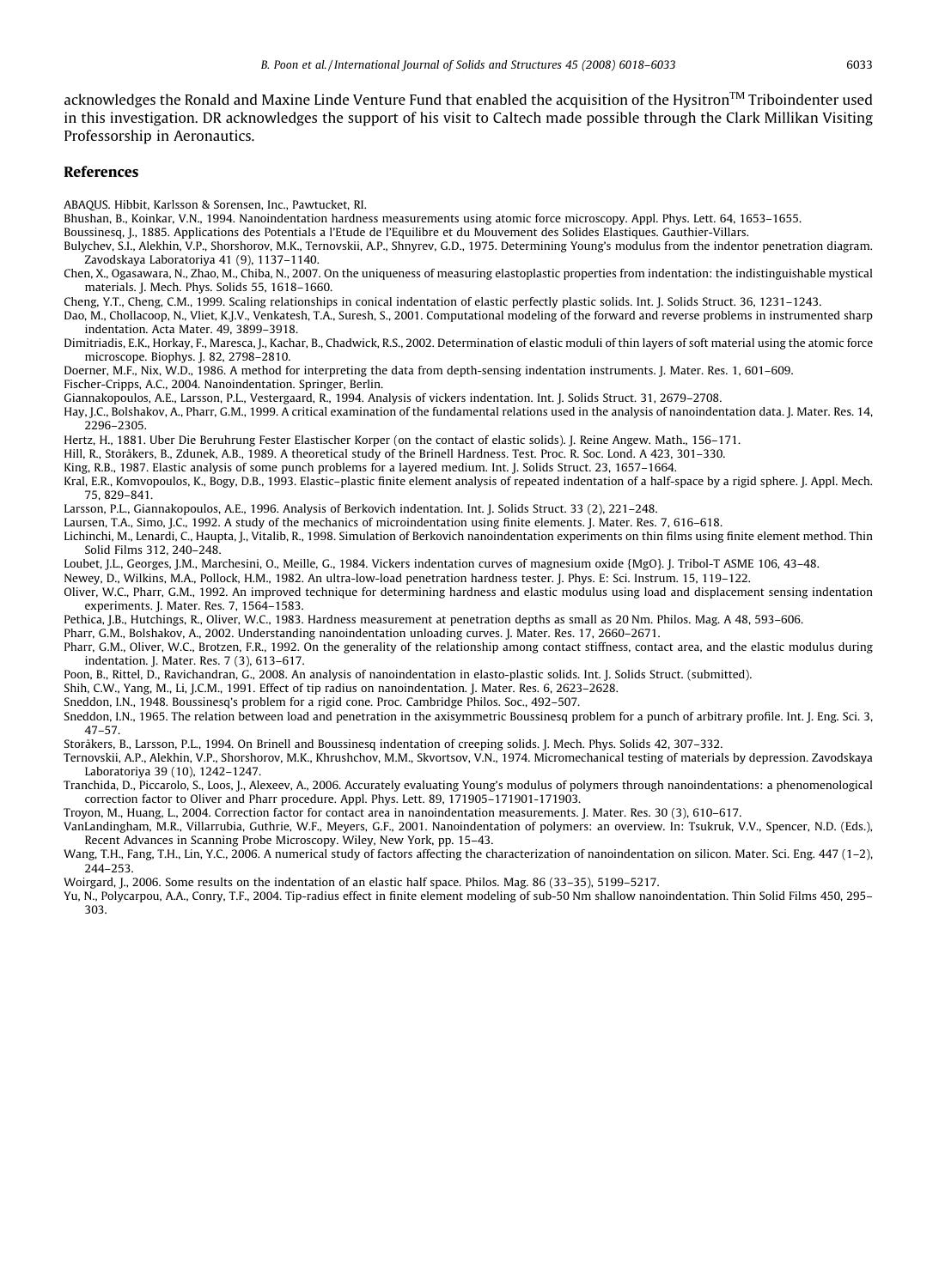acknowledges the Ronald and Maxine Linde Venture Fund that enabled the acquisition of the Hysitron™ Triboindenter used in this investigation. DR acknowledges the support of his visit to Caltech made possible through the Clark Millikan Visiting Professorship in Aeronautics.

## References

ABAQUS. Hibbit, Karlsson & Sorensen, Inc., Pawtucket, RI.

Bhushan, B., Koinkar, V.N., 1994. Nanoindentation hardness measurements using atomic force microscopy. Appl. Phys. Lett. 64, 1653–1655.

Boussinesq, J., 1885. Applications des Potentials a l'Etude de l'Equilibre et du Mouvement des Solides Elastiques. Gauthier-Villars.

Bulychev, S.I., Alekhin, V.P., Shorshorov, M.K., Ternovskii, A.P., Shnyrev, G.D., 1975. Determining Young's modulus from the indentor penetration diagram. Zavodskaya Laboratoriya 41 (9), 1137–1140.

Chen, X., Ogasawara, N., Zhao, M., Chiba, N., 2007. On the uniqueness of measuring elastoplastic properties from indentation: the indistinguishable mystical materials. J. Mech. Phys. Solids 55, 1618–1660.

Cheng, Y.T., Cheng, C.M., 1999. Scaling relationships in conical indentation of elastic perfectly plastic solids. Int. J. Solids Struct. 36, 1231–1243.

Dao, M., Chollacoop, N., Vliet, K.J.V., Venkatesh, T.A., Suresh, S., 2001. Computational modeling of the forward and reverse problems in instrumented sharp indentation. Acta Mater. 49, 3899–3918.

Dimitriadis, E.K., Horkay, F., Maresca, J., Kachar, B., Chadwick, R.S., 2002. Determination of elastic moduli of thin layers of soft material using the atomic force microscope. Biophys. J. 82, 2798–2810.

Doerner, M.F., Nix, W.D., 1986. A method for interpreting the data from depth-sensing indentation instruments. J. Mater. Res. 1, 601–609.

Fischer-Cripps, A.C., 2004. Nanoindentation. Springer, Berlin.

Giannakopoulos, A.E., Larsson, P.L., Vestergaard, R., 1994. Analysis of vickers indentation. Int. J. Solids Struct. 31, 2679–2708.

Hay, J.C., Bolshakov, A., Pharr, G.M., 1999. A critical examination of the fundamental relations used in the analysis of nanoindentation data. J. Mater. Res. 14, 2296–2305.

Hertz, H., 1881. Uber Die Beruhrung Fester Elastischer Korper (on the contact of elastic solids). J. Reine Angew. Math., 156–171.

Hill, R., Storåkers, B., Zdunek, A.B., 1989. A theoretical study of the Brinell Hardness. Test. Proc. R. Soc. Lond. A 423, 301–330.

King, R.B., 1987. Elastic analysis of some punch problems for a layered medium. Int. J. Solids Struct. 23, 1657–1664.

Kral, E.R., Komvopoulos, K., Bogy, D.B., 1993. Elastic–plastic finite element analysis of repeated indentation of a half-space by a rigid sphere. J. Appl. Mech. 75, 829–841.

Larsson, P.L., Giannakopoulos, A.E., 1996. Analysis of Berkovich indentation. Int. J. Solids Struct. 33 (2), 221–248.

Laursen, T.A., Simo, J.C., 1992. A study of the mechanics of microindentation using finite elements. J. Mater. Res. 7, 616–618.

Lichinchi, M., Lenardi, C., Haupta, J., Vitalib, R., 1998. Simulation of Berkovich nanoindentation experiments on thin films using finite element method. Thin Solid Films 312, 240–248.

Loubet, J.L., Georges, J.M., Marchesini, O., Meille, G., 1984. Vickers indentation curves of magnesium oxide {MgO}. J. Tribol-T ASME 106, 43–48.

Newey, D., Wilkins, M.A., Pollock, H.M., 1982. An ultra-low-load penetration hardness tester. J. Phys. E: Sci. Instrum. 15, 119–122.

Oliver, W.C., Pharr, G.M., 1992. An improved technique for determining hardness and elastic modulus using load and displacement sensing indentation experiments. J. Mater. Res. 7, 1564–1583.

Pethica, J.B., Hutchings, R., Oliver, W.C., 1983. Hardness measurement at penetration depths as small as 20 Nm. Philos. Mag. A 48, 593–606.

Pharr, G.M., Bolshakov, A., 2002. Understanding nanoindentation unloading curves. J. Mater. Res. 17, 2660–2671.

Pharr, G.M., Oliver, W.C., Brotzen, F.R., 1992. On the generality of the relationship among contact stiffness, contact area, and the elastic modulus during indentation. J. Mater. Res. 7 (3), 613–617.

Poon, B., Rittel, D., Ravichandran, G., 2008. An analysis of nanoindentation in elasto-plastic solids. Int. J. Solids Struct. (submitted).

Shih, C.W., Yang, M., Li, J.C.M., 1991. Effect of tip radius on nanoindentation. J. Mater. Res. 6, 2623–2628.

Sneddon, I.N., 1948. Boussinesq's problem for a rigid cone. Proc. Cambridge Philos. Soc., 492–507.

Sneddon, I.N., 1965. The relation between load and penetration in the axisymmetric Boussinesq problem for a punch of arbitrary profile. Int. J. Eng. Sci. 3, 47–57.

Storåkers, B., Larsson, P.L., 1994. On Brinell and Boussinesq indentation of creeping solids. J. Mech. Phys. Solids 42, 307–332.

Ternovskii, A.P., Alekhin, V.P., Shorshorov, M.K., Khrushchov, M.M., Skvortsov, V.N., 1974. Micromechanical testing of materials by depression. Zavodskaya Laboratoriya 39 (10), 1242–1247.

Tranchida, D., Piccarolo, S., Loos, J., Alexeev, A., 2006. Accurately evaluating Young's modulus of polymers through nanoindentations: a phenomenological correction factor to Oliver and Pharr procedure. Appl. Phys. Lett. 89, 171905–171901-171903.

Troyon, M., Huang, L., 2004. Correction factor for contact area in nanoindentation measurements. J. Mater. Res. 30 (3), 610–617.

VanLandingham, M.R., Villarrubia, Guthrie, W.F., Meyers, G.F., 2001. Nanoindentation of polymers: an overview. In: Tsukruk, V.V., Spencer, N.D. (Eds.), Recent Advances in Scanning Probe Microscopy. Wiley, New York, pp. 15–43.

Wang, T.H., Fang, T.H., Lin, Y.C., 2006. A numerical study of factors affecting the characterization of nanoindentation on silicon. Mater. Sci. Eng. 447 (1–2), 244–253.

Woirgard, J., 2006. Some results on the indentation of an elastic half space. Philos. Mag. 86 (33–35), 5199–5217.

Yu, N., Polycarpou, A.A., Conry, T.F., 2004. Tip-radius effect in finite element modeling of sub-50 Nm shallow nanoindentation. Thin Solid Films 450, 295–303.